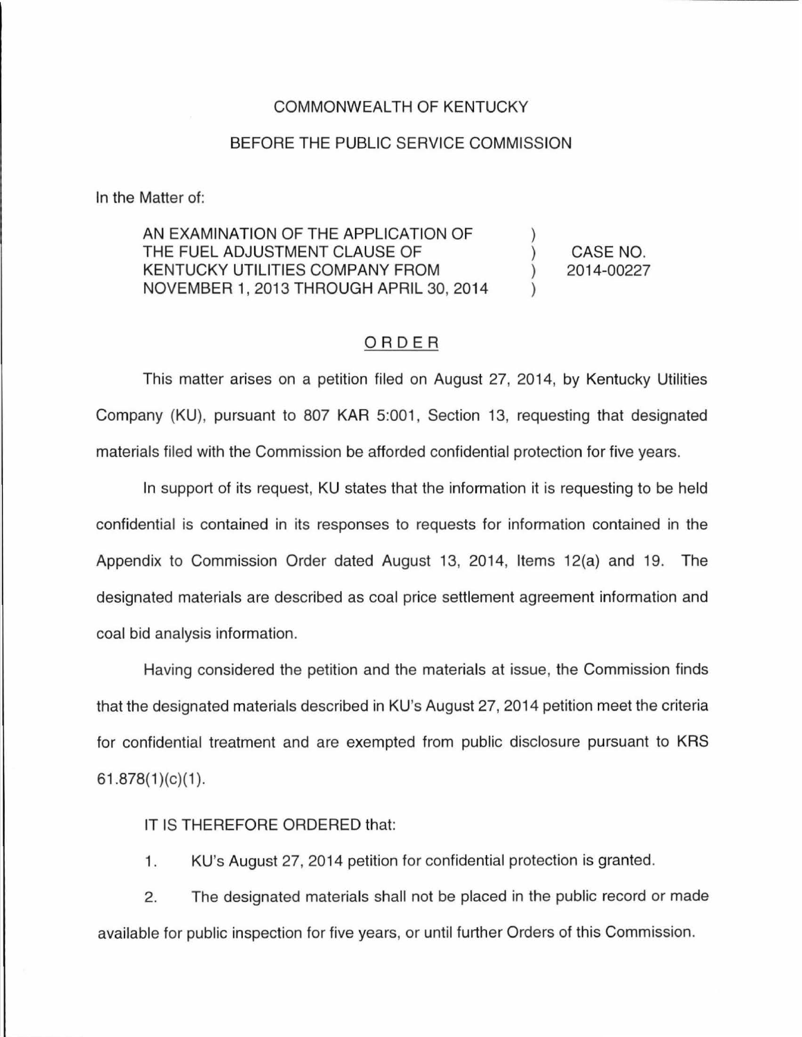COMMONWEALTH OF KENTUCKY

BEFORE THE PUBLIC SERVICE COMMISSION

In the Matter of:

| | | |
|---|---|---|
| AN EXAMINATION OF THE APPLICATION OF THE FUEL ADJUSTMENT CLAUSE OF KENTUCKY UTILITIES COMPANY FROM NOVEMBER 1, 2013 THROUGH APRIL 30, 2014 | ) ) ) ) | CASE NO. 2014-00227 |

## ORDER

This matter arises on a petition filed on August 27, 2014, by Kentucky Utilities Company (KU), pursuant to 807 KAR 5:001, Section 13, requesting that designated materials filed with the Commission be afforded confidential protection for five years.

In support of its request, KU states that the information it is requesting to be held confidential is contained in its responses to requests for information contained in the Appendix to Commission Order dated August 13, 2014, Items 12(a) and 19. The designated materials are described as coal price settlement agreement information and coal bid analysis information.

Having considered the petition and the materials at issue, the Commission finds that the designated materials described in KU's August 27, 2014 petition meet the criteria for confidential treatment and are exempted from public disclosure pursuant to KRS 61.878(1)(c)(1).

IT IS THEREFORE ORDERED that:

1. KU's August 27, 2014 petition for confidential protection is granted.

2. The designated materials shall not be placed in the public record or made available for public inspection for five years, or until further Orders of this Commission.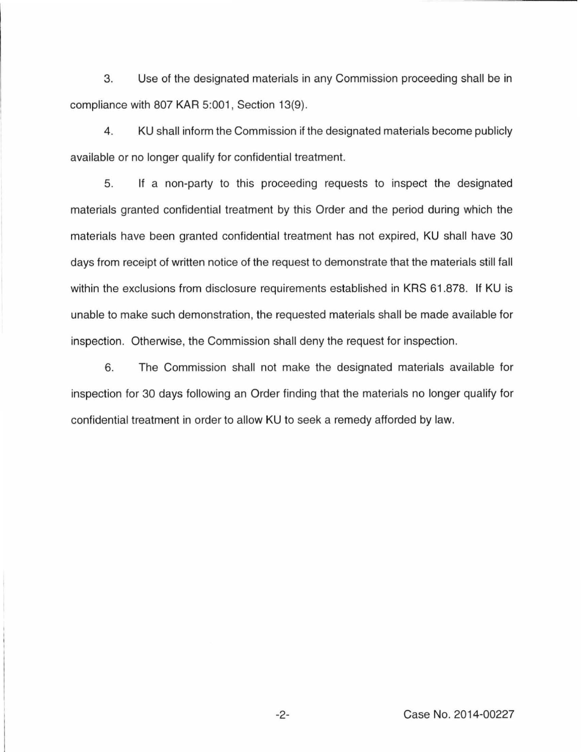3. Use of the designated materials in any Commission proceeding shall be in compliance with 807 KAR 5:001, Section 13(9).

4. KU shall inform the Commission if the designated materials become publicly available or no longer qualify for confidential treatment.

5. If a non-party to this proceeding requests to inspect the designated materials granted confidential treatment by this Order and the period during which the materials have been granted confidential treatment has not expired, KU shall have 30 days from receipt of written notice of the request to demonstrate that the materials still fall within the exclusions from disclosure requirements established in KRS 61.878. If KU is unable to make such demonstration, the requested materials shall be made available for inspection. Otherwise, the Commission shall deny the request for inspection.

6. The Commission shall not make the designated materials available for inspection for 30 days following an Order finding that the materials no longer qualify for confidential treatment in order to allow KU to seek a remedy afforded by law.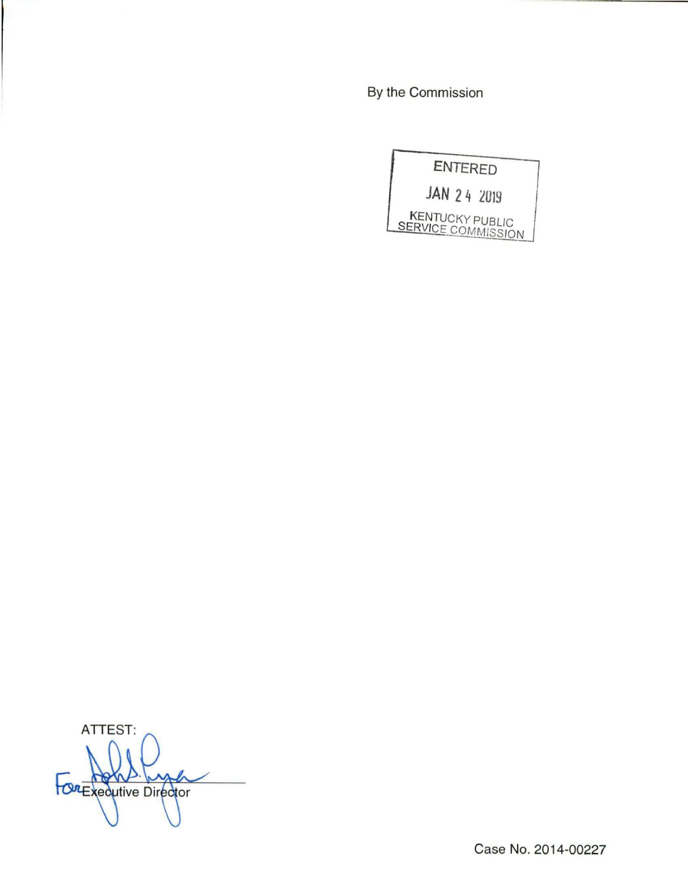By the Commission

ENTERED

JAN 24 2019

KENTUCKY PUBLIC SERVICE COMMISSION

ATTEST:

For Executive Director

Case No. 2014-00227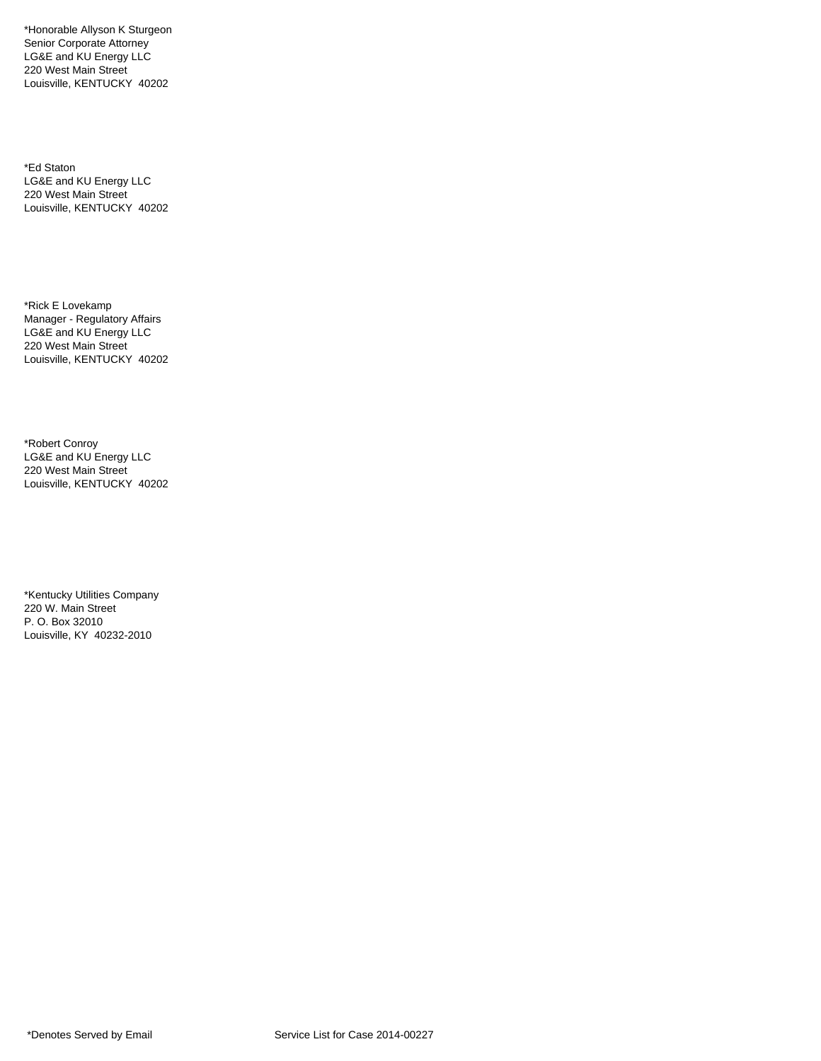*Honorable Allyson K Sturgeon
Senior Corporate Attorney
LG&E and KU Energy LLC
220 West Main Street
Louisville, KENTUCKY  40202

*Ed Staton
LG&E and KU Energy LLC
220 West Main Street
Louisville, KENTUCKY  40202

*Rick E Lovekamp
Manager - Regulatory Affairs
LG&E and KU Energy LLC
220 West Main Street
Louisville, KENTUCKY  40202

*Robert Conroy
LG&E and KU Energy LLC
220 West Main Street
Louisville, KENTUCKY  40202

*Kentucky Utilities Company
220 W. Main Street
P. O. Box 32010
Louisville, KY  40232-2010

*Denotes Served by Email

Service List for Case 2014-00227